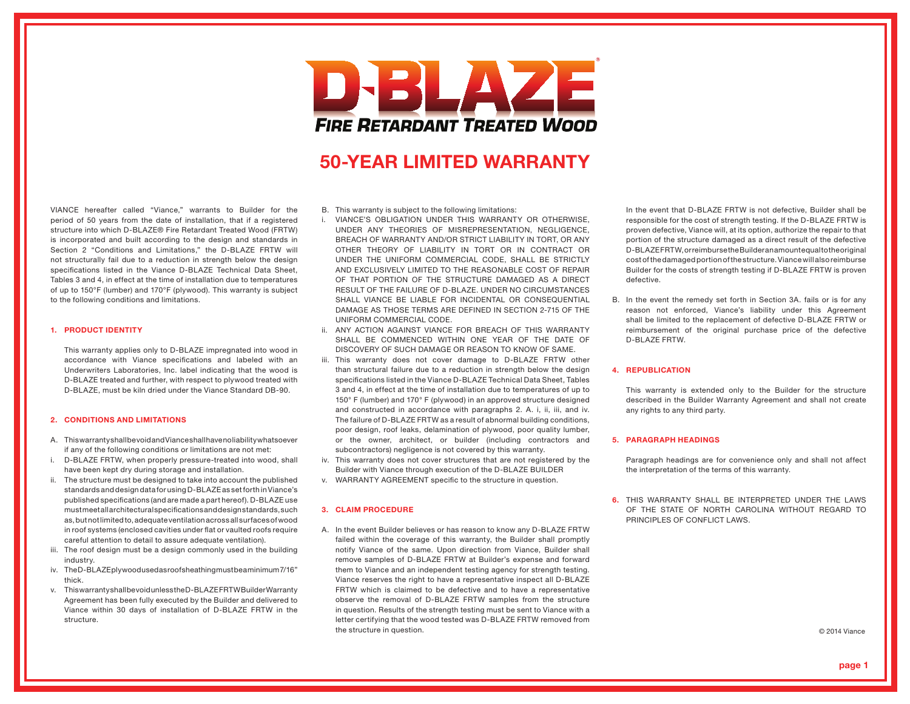# D-BLAZE®

## FIRE RETARDANT TREATED WOOD

# 50-YEAR LIMITED WARRANTY

VIANCE hereafter called "Viance," warrants to Builder for the period of 50 years from the date of installation, that if a registered structure into which D-BLAZE® Fire Retardant Treated Wood (FRTW) is incorporated and built according to the design and standards in Section 2 "Conditions and Limitations," the D-BLAZE FRTW will not structurally fail due to a reduction in strength below the design specifications listed in the Viance D-BLAZE Technical Data Sheet, Tables 3 and 4, in effect at the time of installation due to temperatures of up to 150°F (lumber) and 170°F (plywood). This warranty is subject to the following conditions and limitations.

### 1. PRODUCT IDENTITY

This warranty applies only to D-BLAZE impregnated into wood in accordance with Viance specifications and labeled with an Underwriters Laboratories, Inc. label indicating that the wood is D-BLAZE treated and further, with respect to plywood treated with D-BLAZE, must be kiln dried under the Viance Standard DB-90.

### 2. CONDITIONS AND LIMITATIONS

A. This warranty shall be void and Viance shall have no liability whatsoever if any of the following conditions or limitations are not met:

i. D-BLAZE FRTW, when properly pressure-treated into wood, shall have been kept dry during storage and installation.

ii. The structure must be designed to take into account the published standards and design data for using D-BLAZE as set forth in Viance's published specifications (and are made a part hereof). D-BLAZE use must meet all architectural specifications and design standards, such as, but not limited to, adequate ventilation across all surfaces of wood in roof systems (enclosed cavities under flat or vaulted roofs require careful attention to detail to assure adequate ventilation).

iii. The roof design must be a design commonly used in the building industry.

iv. The D-BLAZE plywood used as roof sheathing must be a minimum 7/16" thick.

v. This warranty shall be void unless the D-BLAZE FRTW Builder Warranty Agreement has been fully executed by the Builder and delivered to Viance within 30 days of installation of D-BLAZE FRTW in the structure.

B. This warranty is subject to the following limitations:

i. VIANCE'S OBLIGATION UNDER THIS WARRANTY OR OTHERWISE, UNDER ANY THEORIES OF MISREPRESENTATION, NEGLIGENCE, BREACH OF WARRANTY AND/OR STRICT LIABILITY IN TORT, OR ANY OTHER THEORY OF LIABILITY IN TORT OR IN CONTRACT OR UNDER THE UNIFORM COMMERCIAL CODE, SHALL BE STRICTLY AND EXCLUSIVELY LIMITED TO THE REASONABLE COST OF REPAIR OF THAT PORTION OF THE STRUCTURE DAMAGED AS A DIRECT RESULT OF THE FAILURE OF D-BLAZE. UNDER NO CIRCUMSTANCES SHALL VIANCE BE LIABLE FOR INCIDENTAL OR CONSEQUENTIAL DAMAGE AS THOSE TERMS ARE DEFINED IN SECTION 2-715 OF THE UNIFORM COMMERCIAL CODE.

ii. ANY ACTION AGAINST VIANCE FOR BREACH OF THIS WARRANTY SHALL BE COMMENCED WITHIN ONE YEAR OF THE DATE OF DISCOVERY OF SUCH DAMAGE OR REASON TO KNOW OF SAME.

iii. This warranty does not cover damage to D-BLAZE FRTW other than structural failure due to a reduction in strength below the design specifications listed in the Viance D-BLAZE Technical Data Sheet, Tables 3 and 4, in effect at the time of installation due to temperatures of up to 150° F (lumber) and 170° F (plywood) in an approved structure designed and constructed in accordance with paragraphs 2. A. i, ii, iii, and iv. The failure of D-BLAZE FRTW as a result of abnormal building conditions, poor design, roof leaks, delamination of plywood, poor quality lumber, or the owner, architect, or builder (including contractors and subcontractors) negligence is not covered by this warranty.

iv. This warranty does not cover structures that are not registered by the Builder with Viance through execution of the D-BLAZE BUILDER

v. WARRANTY AGREEMENT specific to the structure in question.

### 3. CLAIM PROCEDURE

A. In the event Builder believes or has reason to know any D-BLAZE FRTW failed within the coverage of this warranty, the Builder shall promptly notify Viance of the same. Upon direction from Viance, Builder shall remove samples of D-BLAZE FRTW at Builder's expense and forward them to Viance and an independent testing agency for strength testing. Viance reserves the right to have a representative inspect all D-BLAZE FRTW which is claimed to be defective and to have a representative observe the removal of D-BLAZE FRTW samples from the structure in question. Results of the strength testing must be sent to Viance with a letter certifying that the wood tested was D-BLAZE FRTW removed from the structure in question.

In the event that D-BLAZE FRTW is not defective, Builder shall be responsible for the cost of strength testing. If the D-BLAZE FRTW is proven defective, Viance will, at its option, authorize the repair to that portion of the structure damaged as a direct result of the defective D-BLAZE FRTW, or reimburse the Builder an amount equal to the original cost of the damaged portion of the structure. Viance will also reimburse Builder for the costs of strength testing if D-BLAZE FRTW is proven defective.

B. In the event the remedy set forth in Section 3A. fails or is for any reason not enforced, Viance's liability under this Agreement shall be limited to the replacement of defective D-BLAZE FRTW or reimbursement of the original purchase price of the defective D-BLAZE FRTW.

### 4. REPUBLICATION

This warranty is extended only to the Builder for the structure described in the Builder Warranty Agreement and shall not create any rights to any third party.

### 5. PARAGRAPH HEADINGS

Paragraph headings are for convenience only and shall not affect the interpretation of the terms of this warranty.

**6.** THIS WARRANTY SHALL BE INTERPRETED UNDER THE LAWS OF THE STATE OF NORTH CAROLINA WITHOUT REGARD TO PRINCIPLES OF CONFLICT LAWS.

© 2014 Viance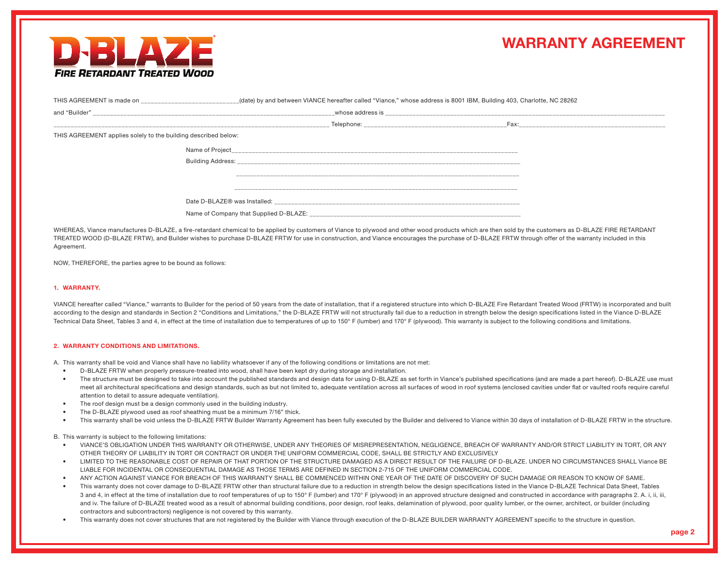D-BLAZE® 
*FIRE RETARDANT TREATED WOOD*

# WARRANTY AGREEMENT

THIS AGREEMENT is made on ___________________________(date) by and between VIANCE hereafter called "Viance," whose address is 8001 IBM, Building 403, Charlotte, NC 28262

and "Builder" ___________________________________________________________________________whose address is ___________________________________________________________________________

___________________________________________________________________________ Telephone: _________________________________________Fax:___________________________________________

THIS AGREEMENT applies solely to the building described below:

Name of Project___________________________________________________________________________________

Building Address: __________________________________________________________________________________

___________________________________________________________________________________

___________________________________________________________________________________

Date D-BLAZE® was Installed: ________________________________________________________________________

Name of Company that Supplied D-BLAZE: ______________________________________________________________

WHEREAS, Viance manufactures D-BLAZE, a fire-retardant chemical to be applied by customers of Viance to plywood and other wood products which are then sold by the customers as D-BLAZE FIRE RETARDANT TREATED WOOD (D-BLAZE FRTW), and Builder wishes to purchase D-BLAZE FRTW for use in construction, and Viance encourages the purchase of D-BLAZE FRTW through offer of the warranty included in this Agreement.

NOW, THEREFORE, the parties agree to be bound as follows:

## 1. WARRANTY.

VIANCE hereafter called "Viance," warrants to Builder for the period of 50 years from the date of installation, that if a registered structure into which D-BLAZE Fire Retardant Treated Wood (FRTW) is incorporated and built according to the design and standards in Section 2 "Conditions and Limitations," the D-BLAZE FRTW will not structurally fail due to a reduction in strength below the design specifications listed in the Viance D-BLAZE Technical Data Sheet, Tables 3 and 4, in effect at the time of installation due to temperatures of up to 150° F (lumber) and 170° F (plywood). This warranty is subject to the following conditions and limitations.

## 2. WARRANTY CONDITIONS AND LIMITATIONS.

A. This warranty shall be void and Viance shall have no liability whatsoever if any of the following conditions or limitations are not met:

- D-BLAZE FRTW when properly pressure-treated into wood, shall have been kept dry during storage and installation.
- The structure must be designed to take into account the published standards and design data for using D-BLAZE as set forth in Viance's published specifications (and are made a part hereof). D-BLAZE use must meet all architectural specifications and design standards, such as but not limited to, adequate ventilation across all surfaces of wood in roof systems (enclosed cavities under flat or vaulted roofs require careful attention to detail to assure adequate ventilation).
- The roof design must be a design commonly used in the building industry.
- The D-BLAZE plywood used as roof sheathing must be a minimum 7/16" thick.
- This warranty shall be void unless the D-BLAZE FRTW Builder Warranty Agreement has been fully executed by the Builder and delivered to Viance within 30 days of installation of D-BLAZE FRTW in the structure.

B. This warranty is subject to the following limitations:

- VIANCE'S OBLIGATION UNDER THIS WARRANTY OR OTHERWISE, UNDER ANY THEORIES OF MISREPRESENTATION, NEGLIGENCE, BREACH OF WARRANTY AND/OR STRICT LIABILITY IN TORT, OR ANY OTHER THEORY OF LIABILITY IN TORT OR CONTRACT OR UNDER THE UNIFORM COMMERCIAL CODE, SHALL BE STRICTLY AND EXCLUSIVELY
- LIMITED TO THE REASONABLE COST OF REPAIR OF THAT PORTION OF THE STRUCTURE DAMAGED AS A DIRECT RESULT OF THE FAILURE OF D-BLAZE. UNDER NO CIRCUMSTANCES SHALL Viance BE LIABLE FOR INCIDENTAL OR CONSEQUENTIAL DAMAGE AS THOSE TERMS ARE DEFINED IN SECTION 2-715 OF THE UNIFORM COMMERCIAL CODE.
- ANY ACTION AGAINST VIANCE FOR BREACH OF THIS WARRANTY SHALL BE COMMENCED WITHIN ONE YEAR OF THE DATE OF DISCOVERY OF SUCH DAMAGE OR REASON TO KNOW OF SAME.
- This warranty does not cover damage to D-BLAZE FRTW other than structural failure due to a reduction in strength below the design specifications listed in the Viance D-BLAZE Technical Data Sheet, Tables 3 and 4, in effect at the time of installation due to roof temperatures of up to 150° F (lumber) and 170° F (plywood) in an approved structure designed and constructed in accordance with paragraphs 2. A. i, ii, iii, and iv. The failure of D-BLAZE treated wood as a result of abnormal building conditions, poor design, roof leaks, delamination of plywood, poor quality lumber, or the owner, architect, or builder (including contractors and subcontractors) negligence is not covered by this warranty.
- This warranty does not cover structures that are not registered by the Builder with Viance through execution of the D-BLAZE BUILDER WARRANTY AGREEMENT specific to the structure in question.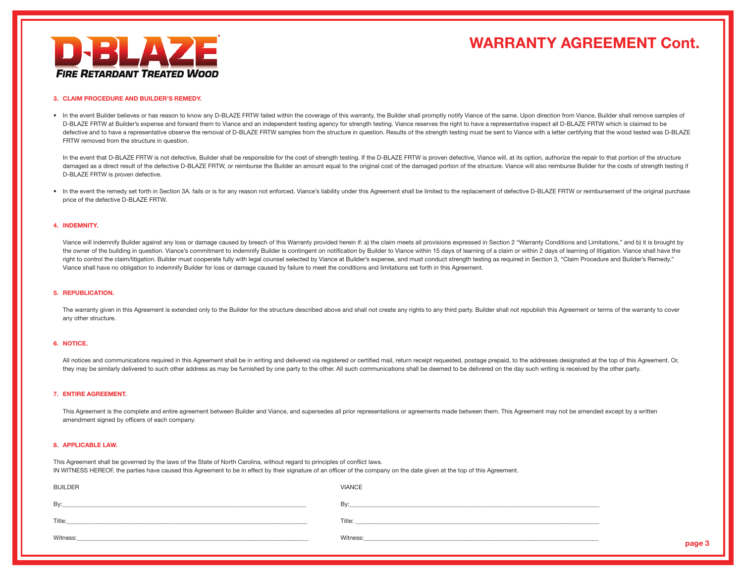D-BLAZE®

*Fire Retardant Treated Wood*

# WARRANTY AGREEMENT Cont.

### 3. CLAIM PROCEDURE AND BUILDER'S REMEDY.

- In the event Builder believes or has reason to know any D-BLAZE FRTW failed within the coverage of this warranty, the Builder shall promptly notify Viance of the same. Upon direction from Viance, Builder shall remove samples of D-BLAZE FRTW at Builder's expense and forward them to Viance and an independent testing agency for strength testing. Viance reserves the right to have a representative inspect all D-BLAZE FRTW which is claimed to be defective and to have a representative observe the removal of D-BLAZE FRTW samples from the structure in question. Results of the strength testing must be sent to Viance with a letter certifying that the wood tested was D-BLAZE FRTW removed from the structure in question.

  In the event that D-BLAZE FRTW is not defective, Builder shall be responsible for the cost of strength testing. If the D-BLAZE FRTW is proven defective, Viance will, at its option, authorize the repair to that portion of the structure damaged as a direct result of the defective D-BLAZE FRTW, or reimburse the Builder an amount equal to the original cost of the damaged portion of the structure. Viance will also reimburse Builder for the costs of strength testing if D-BLAZE FRTW is proven defective.

- In the event the remedy set forth in Section 3A. fails or is for any reason not enforced, Viance's liability under this Agreement shall be limited to the replacement of defective D-BLAZE FRTW or reimbursement of the original purchase price of the defective D-BLAZE FRTW.

### 4. INDEMNITY.

Viance will indemnify Builder against any loss or damage caused by breach of this Warranty provided herein if: a) the claim meets all provisions expressed in Section 2 "Warranty Conditions and Limitations," and b) it is brought by the owner of the building in question. Viance's commitment to indemnify Builder is contingent on notification by Builder to Viance within 15 days of learning of a claim or within 2 days of learning of litigation. Viance shall have the right to control the claim/litigation. Builder must cooperate fully with legal counsel selected by Viance at Builder's expense, and must conduct strength testing as required in Section 3, "Claim Procedure and Builder's Remedy." Viance shall have no obligation to indemnify Builder for loss or damage caused by failure to meet the conditions and limitations set forth in this Agreement.

### 5. REPUBLICATION.

The warranty given in this Agreement is extended only to the Builder for the structure described above and shall not create any rights to any third party. Builder shall not republish this Agreement or terms of the warranty to cover any other structure.

### 6. NOTICE.

All notices and communications required in this Agreement shall be in writing and delivered via registered or certified mail, return receipt requested, postage prepaid, to the addresses designated at the top of this Agreement. Or, they may be similarly delivered to such other address as may be furnished by one party to the other. All such communications shall be deemed to be delivered on the day such writing is received by the other party.

### 7. ENTIRE AGREEMENT.

This Agreement is the complete and entire agreement between Builder and Viance, and supersedes all prior representations or agreements made between them. This Agreement may not be amended except by a written amendment signed by officers of each company.

### 8. APPLICABLE LAW.

This Agreement shall be governed by the laws of the State of North Carolina, without regard to principles of conflict laws.
IN WITNESS HEREOF, the parties have caused this Agreement to be in effect by their signature of an officer of the company on the date given at the top of this Agreement.

| BUILDER | VIANCE |
|---|---|
| By:\_\_\_\_\_\_\_\_\_\_\_\_\_\_\_\_\_\_\_\_ | By:\_\_\_\_\_\_\_\_\_\_\_\_\_\_\_\_\_\_\_\_ |
| Title:\_\_\_\_\_\_\_\_\_\_\_\_\_\_\_\_\_\_\_\_ | Title:\_\_\_\_\_\_\_\_\_\_\_\_\_\_\_\_\_\_\_\_ |
| Witness:\_\_\_\_\_\_\_\_\_\_\_\_\_\_\_\_\_\_\_\_ | Witness:\_\_\_\_\_\_\_\_\_\_\_\_\_\_\_\_\_\_\_\_ |